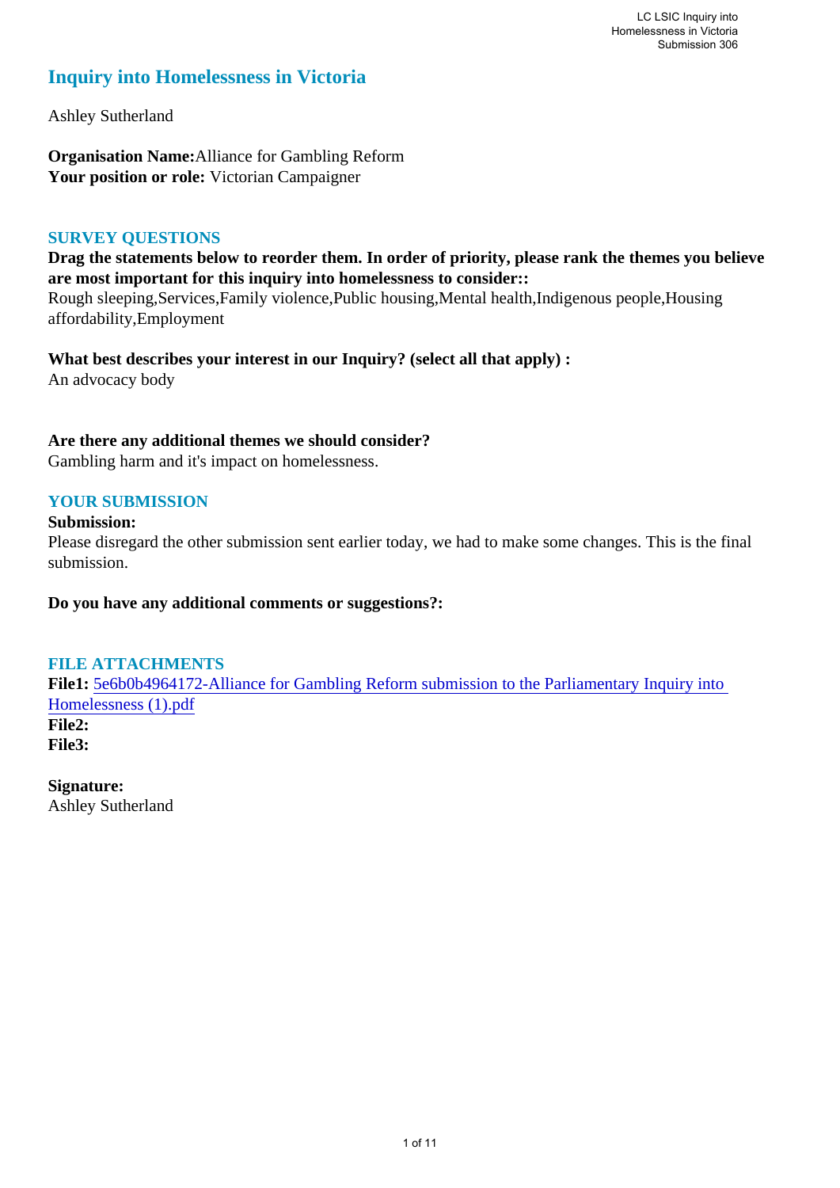# Inquiry into Homelessness in Victoria

Ashley Sutherland

**Organisation Name:** Alliance for Gambling Reform
**Your position or role:** Victorian Campaigner

## SURVEY QUESTIONS

**Drag the statements below to reorder them. In order of priority, please rank the themes you believe are most important for this inquiry into homelessness to consider::**
Rough sleeping,Services,Family violence,Public housing,Mental health,Indigenous people,Housing affordability,Employment

**What best describes your interest in our Inquiry? (select all that apply) :**
An advocacy body

**Are there any additional themes we should consider?**
Gambling harm and it's impact on homelessness.

## YOUR SUBMISSION

**Submission:**
Please disregard the other submission sent earlier today, we had to make some changes. This is the final submission.

**Do you have any additional comments or suggestions?:**

## FILE ATTACHMENTS

**File1:** 5e6b0b4964172-Alliance for Gambling Reform submission to the Parliamentary Inquiry into Homelessness (1).pdf
**File2:**
**File3:**

**Signature:**
Ashley Sutherland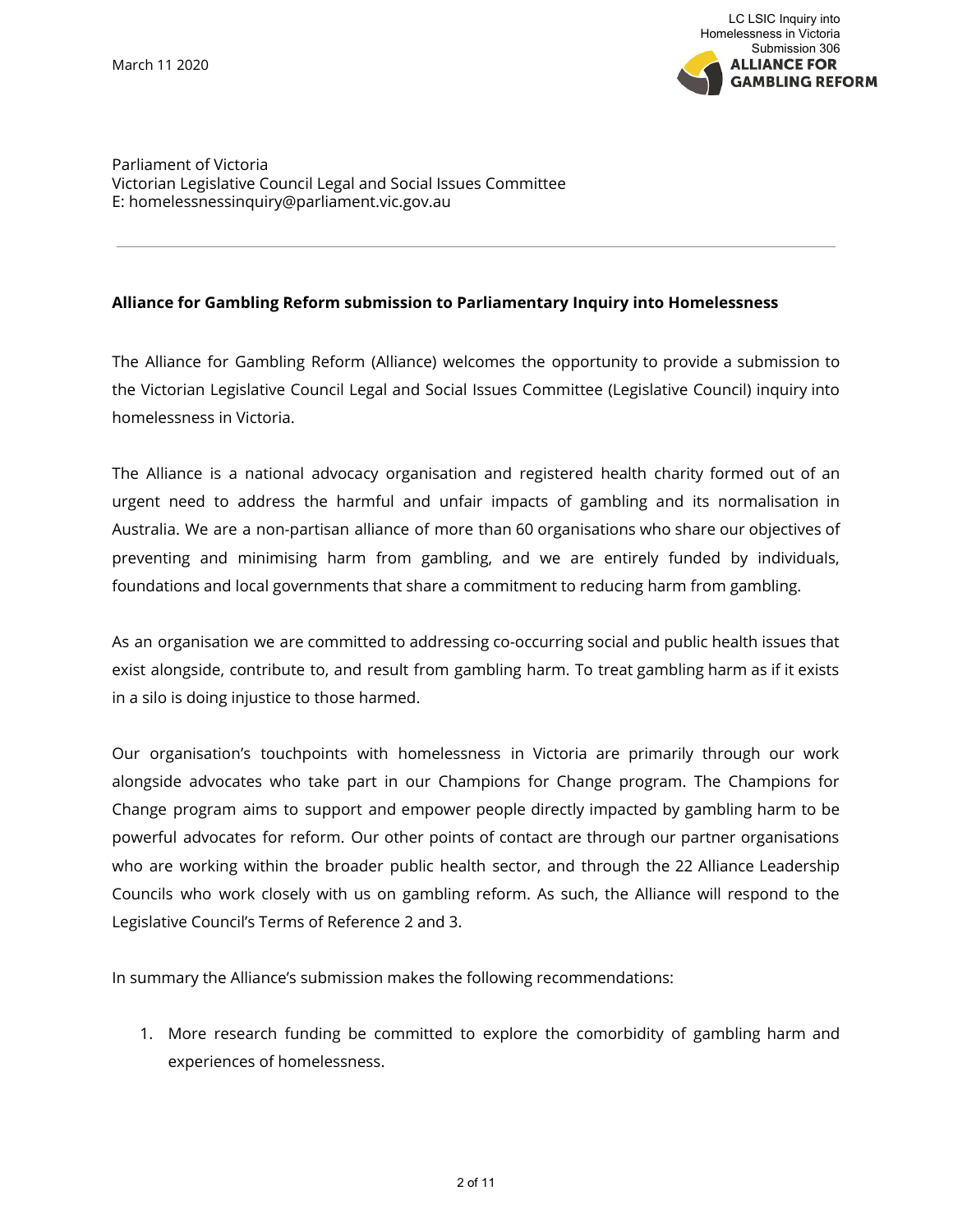March 11 2020

Parliament of Victoria
Victorian Legislative Council Legal and Social Issues Committee
E: homelessnessinquiry@parliament.vic.gov.au

---

**Alliance for Gambling Reform submission to Parliamentary Inquiry into Homelessness**

The Alliance for Gambling Reform (Alliance) welcomes the opportunity to provide a submission to the Victorian Legislative Council Legal and Social Issues Committee (Legislative Council) inquiry into homelessness in Victoria.

The Alliance is a national advocacy organisation and registered health charity formed out of an urgent need to address the harmful and unfair impacts of gambling and its normalisation in Australia. We are a non-partisan alliance of more than 60 organisations who share our objectives of preventing and minimising harm from gambling, and we are entirely funded by individuals, foundations and local governments that share a commitment to reducing harm from gambling.

As an organisation we are committed to addressing co-occurring social and public health issues that exist alongside, contribute to, and result from gambling harm. To treat gambling harm as if it exists in a silo is doing injustice to those harmed.

Our organisation's touchpoints with homelessness in Victoria are primarily through our work alongside advocates who take part in our Champions for Change program. The Champions for Change program aims to support and empower people directly impacted by gambling harm to be powerful advocates for reform. Our other points of contact are through our partner organisations who are working within the broader public health sector, and through the 22 Alliance Leadership Councils who work closely with us on gambling reform. As such, the Alliance will respond to the Legislative Council's Terms of Reference 2 and 3.

In summary the Alliance's submission makes the following recommendations:

1. More research funding be committed to explore the comorbidity of gambling harm and experiences of homelessness.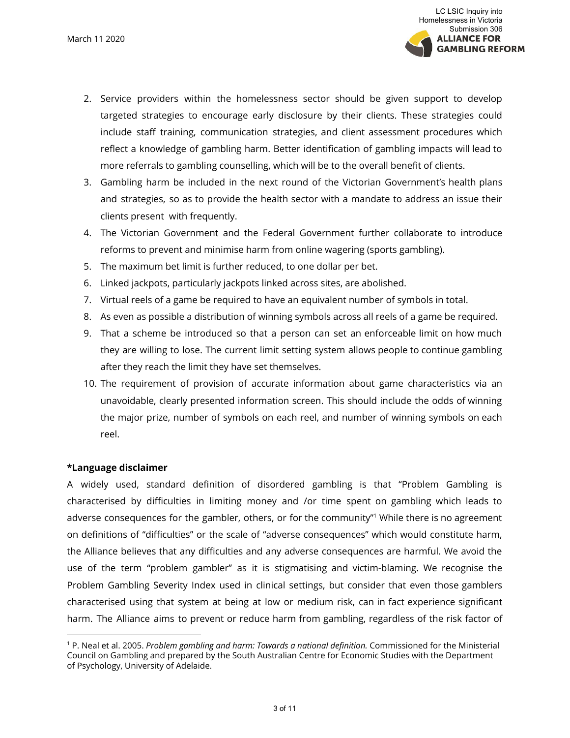2. Service providers within the homelessness sector should be given support to develop targeted strategies to encourage early disclosure by their clients. These strategies could include staff training, communication strategies, and client assessment procedures which reflect a knowledge of gambling harm. Better identification of gambling impacts will lead to more referrals to gambling counselling, which will be to the overall benefit of clients.
3. Gambling harm be included in the next round of the Victorian Government's health plans and strategies, so as to provide the health sector with a mandate to address an issue their clients present with frequently.
4. The Victorian Government and the Federal Government further collaborate to introduce reforms to prevent and minimise harm from online wagering (sports gambling).
5. The maximum bet limit is further reduced, to one dollar per bet.
6. Linked jackpots, particularly jackpots linked across sites, are abolished.
7. Virtual reels of a game be required to have an equivalent number of symbols in total.
8. As even as possible a distribution of winning symbols across all reels of a game be required.
9. That a scheme be introduced so that a person can set an enforceable limit on how much they are willing to lose. The current limit setting system allows people to continue gambling after they reach the limit they have set themselves.
10. The requirement of provision of accurate information about game characteristics via an unavoidable, clearly presented information screen. This should include the odds of winning the major prize, number of symbols on each reel, and number of winning symbols on each reel.

**\*Language disclaimer**

A widely used, standard definition of disordered gambling is that "Problem Gambling is characterised by difficulties in limiting money and /or time spent on gambling which leads to adverse consequences for the gambler, others, or for the community"[1] While there is no agreement on definitions of "difficulties" or the scale of "adverse consequences" which would constitute harm, the Alliance believes that any difficulties and any adverse consequences are harmful. We avoid the use of the term "problem gambler" as it is stigmatising and victim-blaming. We recognise the Problem Gambling Severity Index used in clinical settings, but consider that even those gamblers characterised using that system at being at low or medium risk, can in fact experience significant harm. The Alliance aims to prevent or reduce harm from gambling, regardless of the risk factor of

[1] P. Neal et al. 2005. *Problem gambling and harm: Towards a national definition.* Commissioned for the Ministerial Council on Gambling and prepared by the South Australian Centre for Economic Studies with the Department of Psychology, University of Adelaide.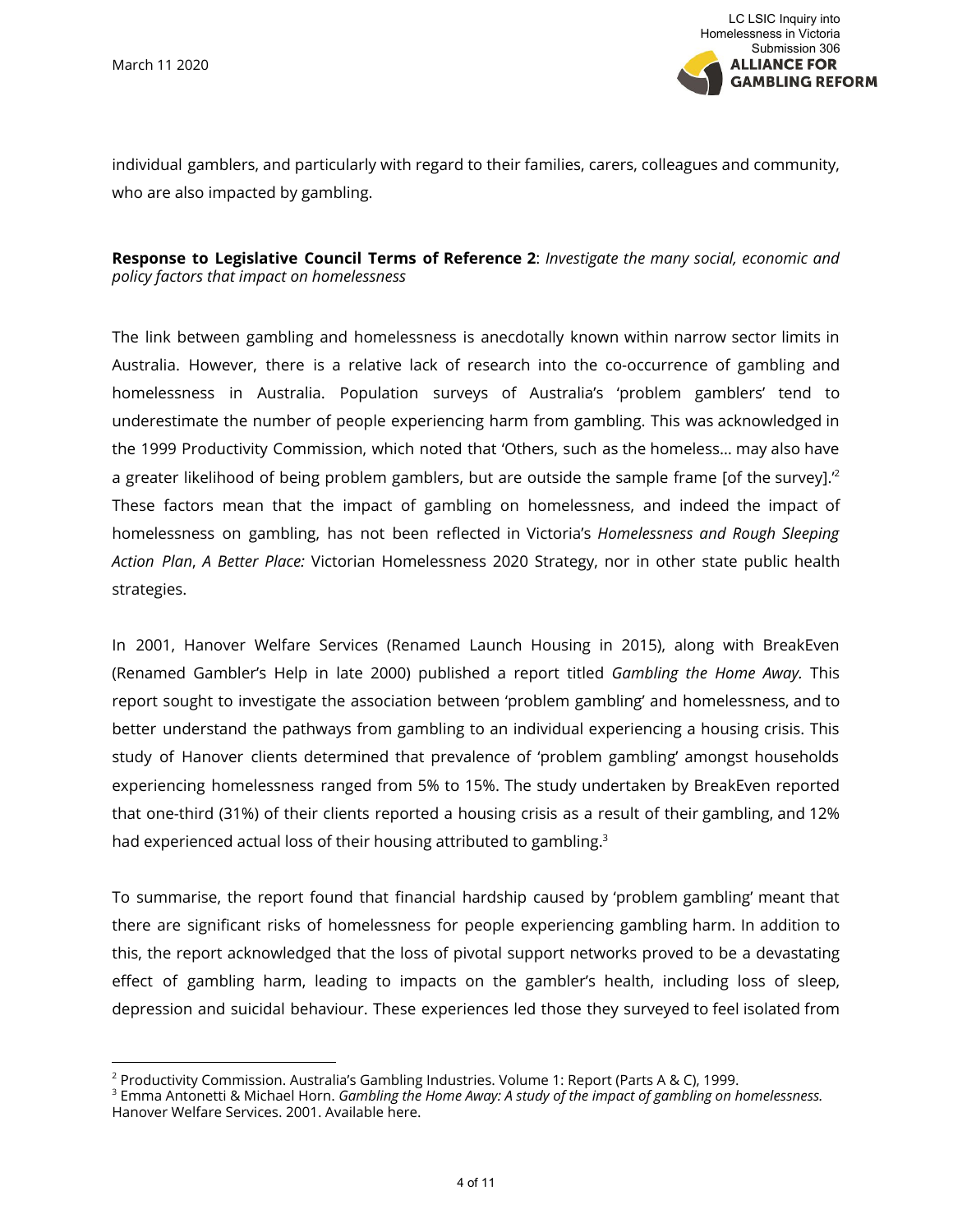individual gamblers, and particularly with regard to their families, carers, colleagues and community, who are also impacted by gambling.

**Response to Legislative Council Terms of Reference 2**: *Investigate the many social, economic and policy factors that impact on homelessness*

The link between gambling and homelessness is anecdotally known within narrow sector limits in Australia. However, there is a relative lack of research into the co-occurrence of gambling and homelessness in Australia. Population surveys of Australia's 'problem gamblers' tend to underestimate the number of people experiencing harm from gambling. This was acknowledged in the 1999 Productivity Commission, which noted that 'Others, such as the homeless… may also have a greater likelihood of being problem gamblers, but are outside the sample frame [of the survey].'[2] These factors mean that the impact of gambling on homelessness, and indeed the impact of homelessness on gambling, has not been reflected in Victoria's *Homelessness and Rough Sleeping Action Plan*, *A Better Place:* Victorian Homelessness 2020 Strategy, nor in other state public health strategies.

In 2001, Hanover Welfare Services (Renamed Launch Housing in 2015), along with BreakEven (Renamed Gambler's Help in late 2000) published a report titled *Gambling the Home Away.* This report sought to investigate the association between 'problem gambling' and homelessness, and to better understand the pathways from gambling to an individual experiencing a housing crisis. This study of Hanover clients determined that prevalence of 'problem gambling' amongst households experiencing homelessness ranged from 5% to 15%. The study undertaken by BreakEven reported that one-third (31%) of their clients reported a housing crisis as a result of their gambling, and 12% had experienced actual loss of their housing attributed to gambling.[3]

To summarise, the report found that financial hardship caused by 'problem gambling' meant that there are significant risks of homelessness for people experiencing gambling harm. In addition to this, the report acknowledged that the loss of pivotal support networks proved to be a devastating effect of gambling harm, leading to impacts on the gambler's health, including loss of sleep, depression and suicidal behaviour. These experiences led those they surveyed to feel isolated from

---

[2] Productivity Commission. Australia's Gambling Industries. Volume 1: Report (Parts A & C), 1999.

[3] Emma Antonetti & Michael Horn. *Gambling the Home Away: A study of the impact of gambling on homelessness.* Hanover Welfare Services. 2001. Available here.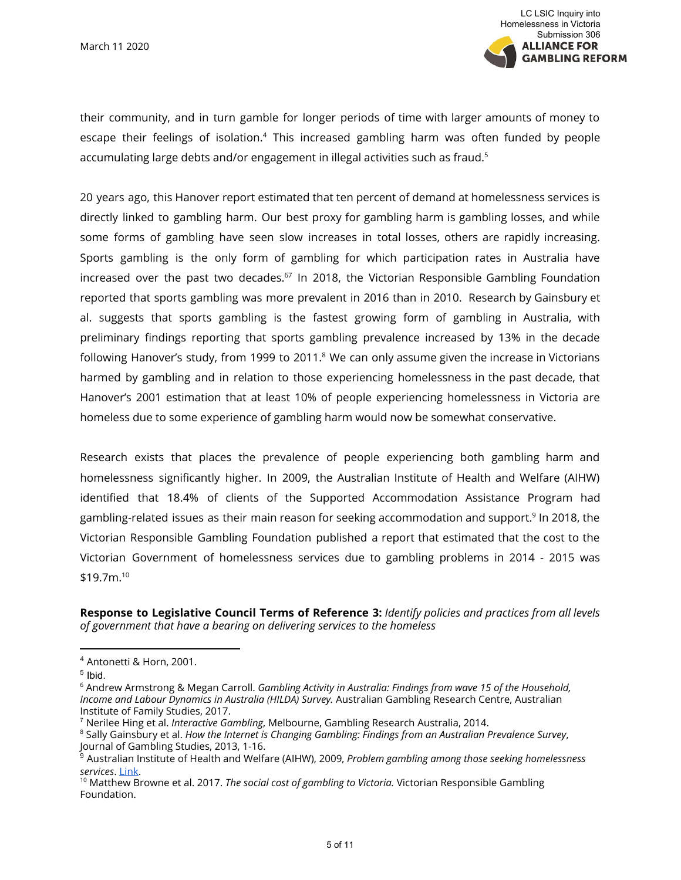their community, and in turn gamble for longer periods of time with larger amounts of money to escape their feelings of isolation.[4] This increased gambling harm was often funded by people accumulating large debts and/or engagement in illegal activities such as fraud.[5]

20 years ago, this Hanover report estimated that ten percent of demand at homelessness services is directly linked to gambling harm. Our best proxy for gambling harm is gambling losses, and while some forms of gambling have seen slow increases in total losses, others are rapidly increasing. Sports gambling is the only form of gambling for which participation rates in Australia have increased over the past two decades.[6][7] In 2018, the Victorian Responsible Gambling Foundation reported that sports gambling was more prevalent in 2016 than in 2010. Research by Gainsbury et al. suggests that sports gambling is the fastest growing form of gambling in Australia, with preliminary findings reporting that sports gambling prevalence increased by 13% in the decade following Hanover's study, from 1999 to 2011.[8] We can only assume given the increase in Victorians harmed by gambling and in relation to those experiencing homelessness in the past decade, that Hanover's 2001 estimation that at least 10% of people experiencing homelessness in Victoria are homeless due to some experience of gambling harm would now be somewhat conservative.

Research exists that places the prevalence of people experiencing both gambling harm and homelessness significantly higher. In 2009, the Australian Institute of Health and Welfare (AIHW) identified that 18.4% of clients of the Supported Accommodation Assistance Program had gambling-related issues as their main reason for seeking accommodation and support.[9] In 2018, the Victorian Responsible Gambling Foundation published a report that estimated that the cost to the Victorian Government of homelessness services due to gambling problems in 2014 - 2015 was $19.7m.[10]

**Response to Legislative Council Terms of Reference 3:** *Identify policies and practices from all levels of government that have a bearing on delivering services to the homeless*

---

[4] Antonetti & Horn, 2001.

[5] Ibid.

[6] Andrew Armstrong & Megan Carroll. *Gambling Activity in Australia: Findings from wave 15 of the Household, Income and Labour Dynamics in Australia (HILDA) Survey.* Australian Gambling Research Centre, Australian Institute of Family Studies, 2017.

[7] Nerilee Hing et al. *Interactive Gambling*, Melbourne, Gambling Research Australia, 2014.

[8] Sally Gainsbury et al. *How the Internet is Changing Gambling: Findings from an Australian Prevalence Survey*, Journal of Gambling Studies, 2013, 1-16.

[9] Australian Institute of Health and Welfare (AIHW), 2009, *Problem gambling among those seeking homelessness services*. Link.

[10] Matthew Browne et al. 2017. *The social cost of gambling to Victoria.* Victorian Responsible Gambling Foundation.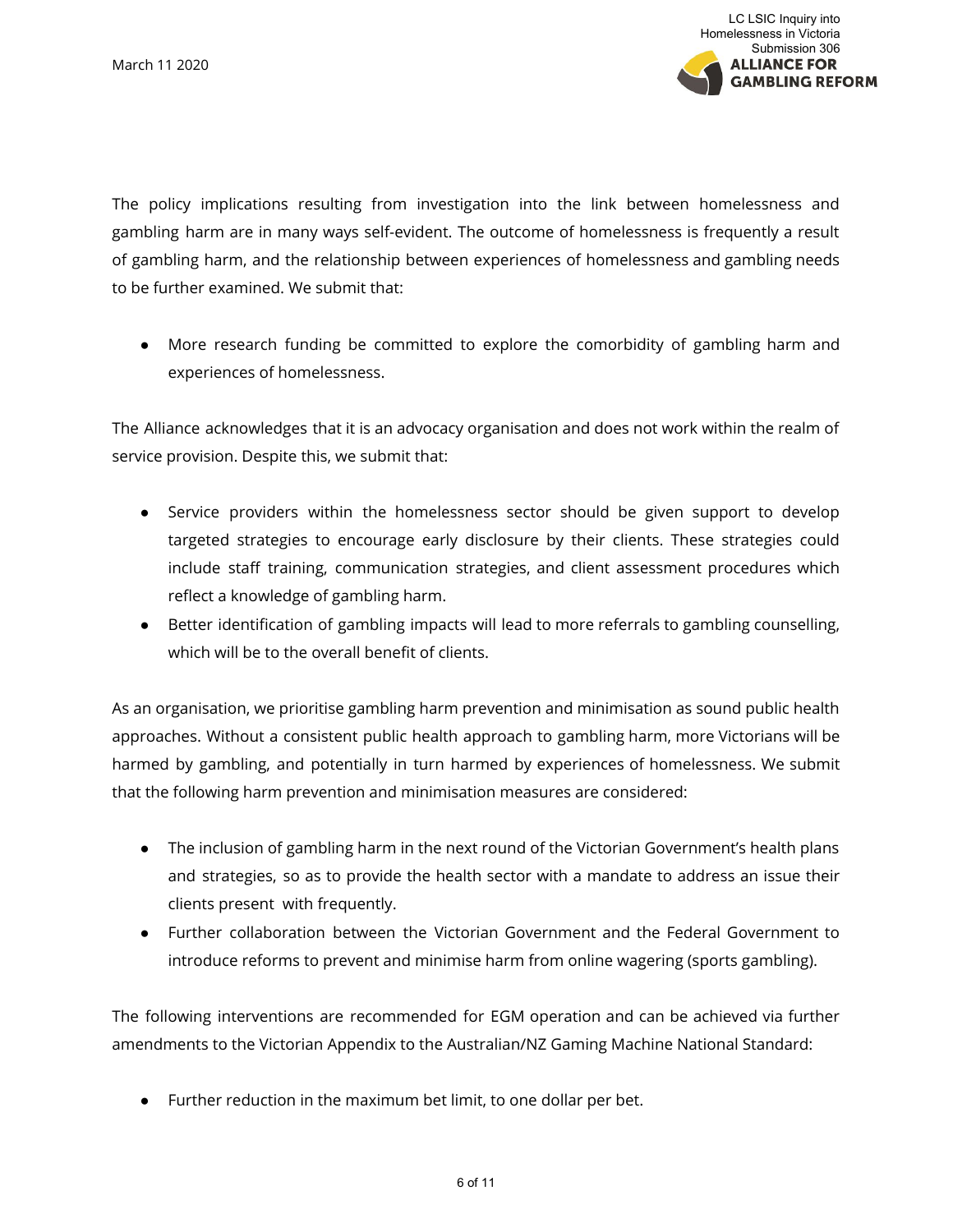The policy implications resulting from investigation into the link between homelessness and gambling harm are in many ways self-evident. The outcome of homelessness is frequently a result of gambling harm, and the relationship between experiences of homelessness and gambling needs to be further examined. We submit that:

- More research funding be committed to explore the comorbidity of gambling harm and experiences of homelessness.

The Alliance acknowledges that it is an advocacy organisation and does not work within the realm of service provision. Despite this, we submit that:

- Service providers within the homelessness sector should be given support to develop targeted strategies to encourage early disclosure by their clients. These strategies could include staff training, communication strategies, and client assessment procedures which reflect a knowledge of gambling harm.
- Better identification of gambling impacts will lead to more referrals to gambling counselling, which will be to the overall benefit of clients.

As an organisation, we prioritise gambling harm prevention and minimisation as sound public health approaches. Without a consistent public health approach to gambling harm, more Victorians will be harmed by gambling, and potentially in turn harmed by experiences of homelessness. We submit that the following harm prevention and minimisation measures are considered:

- The inclusion of gambling harm in the next round of the Victorian Government's health plans and strategies, so as to provide the health sector with a mandate to address an issue their clients present with frequently.
- Further collaboration between the Victorian Government and the Federal Government to introduce reforms to prevent and minimise harm from online wagering (sports gambling).

The following interventions are recommended for EGM operation and can be achieved via further amendments to the Victorian Appendix to the Australian/NZ Gaming Machine National Standard:

- Further reduction in the maximum bet limit, to one dollar per bet.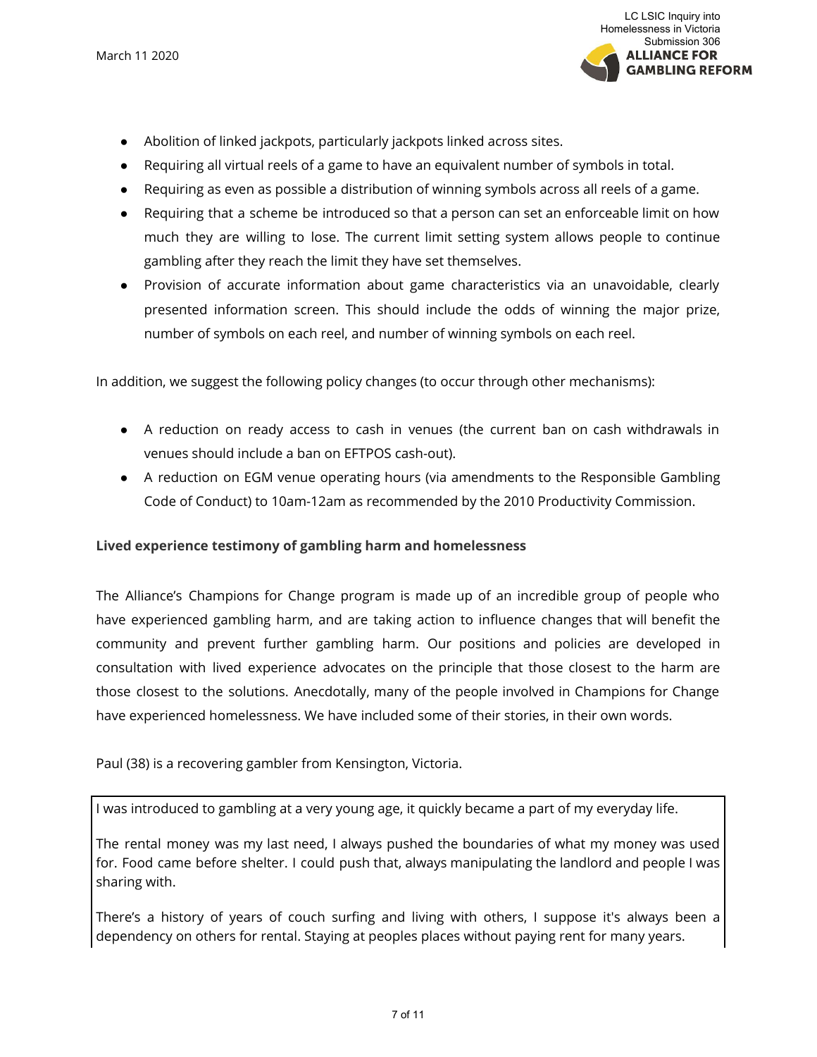- Abolition of linked jackpots, particularly jackpots linked across sites.
- Requiring all virtual reels of a game to have an equivalent number of symbols in total.
- Requiring as even as possible a distribution of winning symbols across all reels of a game.
- Requiring that a scheme be introduced so that a person can set an enforceable limit on how much they are willing to lose. The current limit setting system allows people to continue gambling after they reach the limit they have set themselves.
- Provision of accurate information about game characteristics via an unavoidable, clearly presented information screen. This should include the odds of winning the major prize, number of symbols on each reel, and number of winning symbols on each reel.

In addition, we suggest the following policy changes (to occur through other mechanisms):

- A reduction on ready access to cash in venues (the current ban on cash withdrawals in venues should include a ban on EFTPOS cash-out).
- A reduction on EGM venue operating hours (via amendments to the Responsible Gambling Code of Conduct) to 10am-12am as recommended by the 2010 Productivity Commission.

**Lived experience testimony of gambling harm and homelessness**

The Alliance's Champions for Change program is made up of an incredible group of people who have experienced gambling harm, and are taking action to influence changes that will benefit the community and prevent further gambling harm. Our positions and policies are developed in consultation with lived experience advocates on the principle that those closest to the harm are those closest to the solutions. Anecdotally, many of the people involved in Champions for Change have experienced homelessness. We have included some of their stories, in their own words.

Paul (38) is a recovering gambler from Kensington, Victoria.

> I was introduced to gambling at a very young age, it quickly became a part of my everyday life.
>
> The rental money was my last need, I always pushed the boundaries of what my money was used for. Food came before shelter. I could push that, always manipulating the landlord and people I was sharing with.
>
> There's a history of years of couch surfing and living with others, I suppose it's always been a dependency on others for rental. Staying at peoples places without paying rent for many years.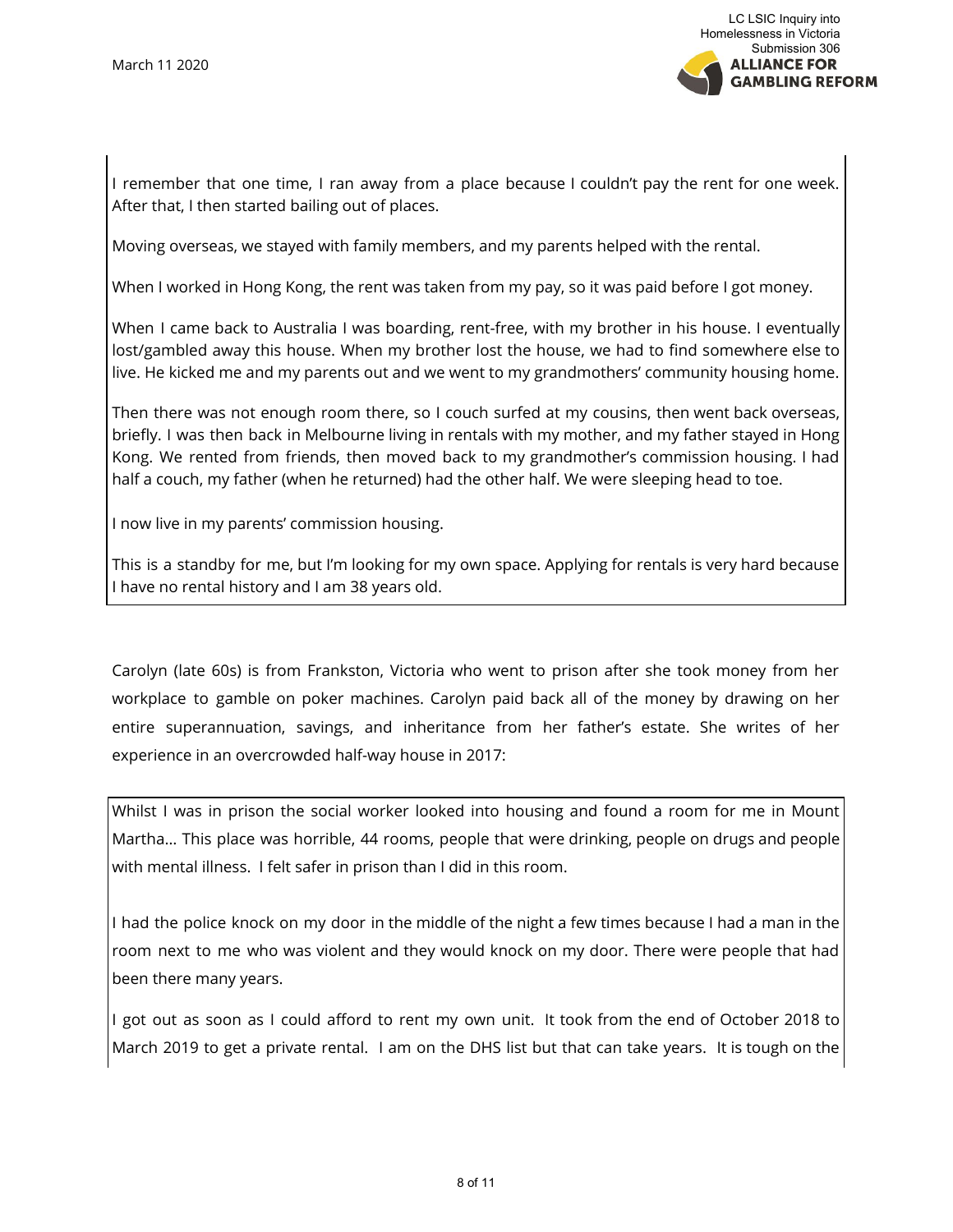I remember that one time, I ran away from a place because I couldn't pay the rent for one week. After that, I then started bailing out of places.

Moving overseas, we stayed with family members, and my parents helped with the rental.

When I worked in Hong Kong, the rent was taken from my pay, so it was paid before I got money.

When I came back to Australia I was boarding, rent-free, with my brother in his house. I eventually lost/gambled away this house. When my brother lost the house, we had to find somewhere else to live. He kicked me and my parents out and we went to my grandmothers' community housing home.

Then there was not enough room there, so I couch surfed at my cousins, then went back overseas, briefly. I was then back in Melbourne living in rentals with my mother, and my father stayed in Hong Kong. We rented from friends, then moved back to my grandmother's commission housing. I had half a couch, my father (when he returned) had the other half. We were sleeping head to toe.

I now live in my parents' commission housing.

This is a standby for me, but I'm looking for my own space. Applying for rentals is very hard because I have no rental history and I am 38 years old.

Carolyn (late 60s) is from Frankston, Victoria who went to prison after she took money from her workplace to gamble on poker machines. Carolyn paid back all of the money by drawing on her entire superannuation, savings, and inheritance from her father's estate. She writes of her experience in an overcrowded half-way house in 2017:

Whilst I was in prison the social worker looked into housing and found a room for me in Mount Martha… This place was horrible, 44 rooms, people that were drinking, people on drugs and people with mental illness. I felt safer in prison than I did in this room.

I had the police knock on my door in the middle of the night a few times because I had a man in the room next to me who was violent and they would knock on my door. There were people that had been there many years.

I got out as soon as I could afford to rent my own unit. It took from the end of October 2018 to March 2019 to get a private rental. I am on the DHS list but that can take years. It is tough on the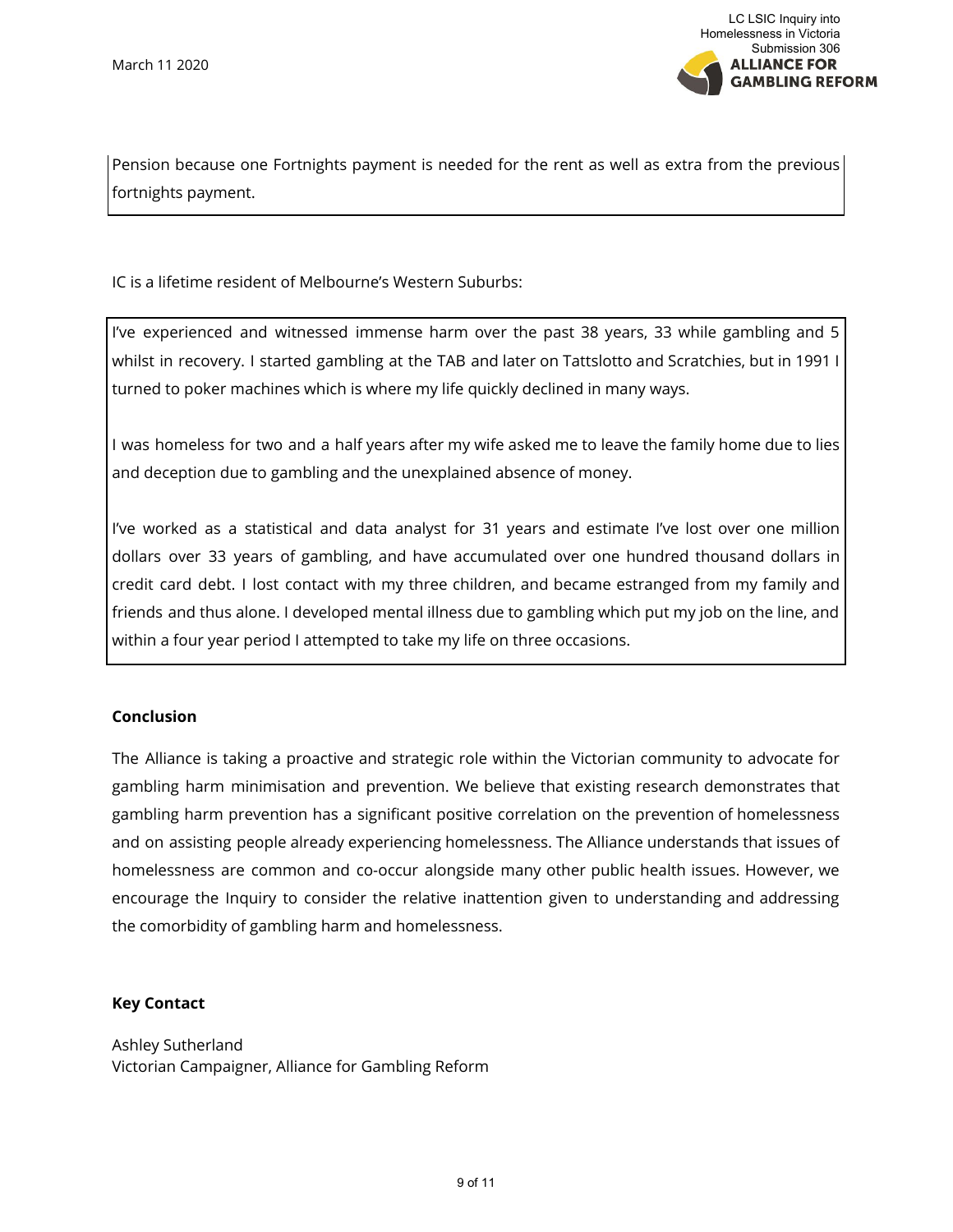Pension because one Fortnights payment is needed for the rent as well as extra from the previous fortnights payment.

IC is a lifetime resident of Melbourne's Western Suburbs:

> I've experienced and witnessed immense harm over the past 38 years, 33 while gambling and 5 whilst in recovery. I started gambling at the TAB and later on Tattslotto and Scratchies, but in 1991 I turned to poker machines which is where my life quickly declined in many ways.
>
> I was homeless for two and a half years after my wife asked me to leave the family home due to lies and deception due to gambling and the unexplained absence of money.
>
> I've worked as a statistical and data analyst for 31 years and estimate I've lost over one million dollars over 33 years of gambling, and have accumulated over one hundred thousand dollars in credit card debt. I lost contact with my three children, and became estranged from my family and friends and thus alone. I developed mental illness due to gambling which put my job on the line, and within a four year period I attempted to take my life on three occasions.

**Conclusion**

The Alliance is taking a proactive and strategic role within the Victorian community to advocate for gambling harm minimisation and prevention. We believe that existing research demonstrates that gambling harm prevention has a significant positive correlation on the prevention of homelessness and on assisting people already experiencing homelessness. The Alliance understands that issues of homelessness are common and co-occur alongside many other public health issues. However, we encourage the Inquiry to consider the relative inattention given to understanding and addressing the comorbidity of gambling harm and homelessness.

**Key Contact**

Ashley Sutherland
Victorian Campaigner, Alliance for Gambling Reform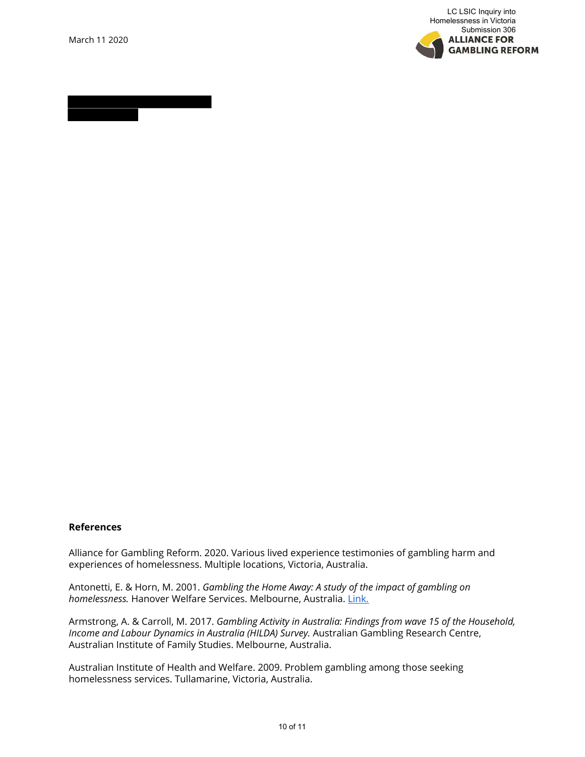March 11 2020

## References

Alliance for Gambling Reform. 2020. Various lived experience testimonies of gambling harm and experiences of homelessness. Multiple locations, Victoria, Australia.

Antonetti, E. & Horn, M. 2001. *Gambling the Home Away: A study of the impact of gambling on homelessness.* Hanover Welfare Services. Melbourne, Australia. [Link.]

Armstrong, A. & Carroll, M. 2017. *Gambling Activity in Australia: Findings from wave 15 of the Household, Income and Labour Dynamics in Australia (HILDA) Survey.* Australian Gambling Research Centre, Australian Institute of Family Studies. Melbourne, Australia.

Australian Institute of Health and Welfare. 2009. Problem gambling among those seeking homelessness services. Tullamarine, Victoria, Australia.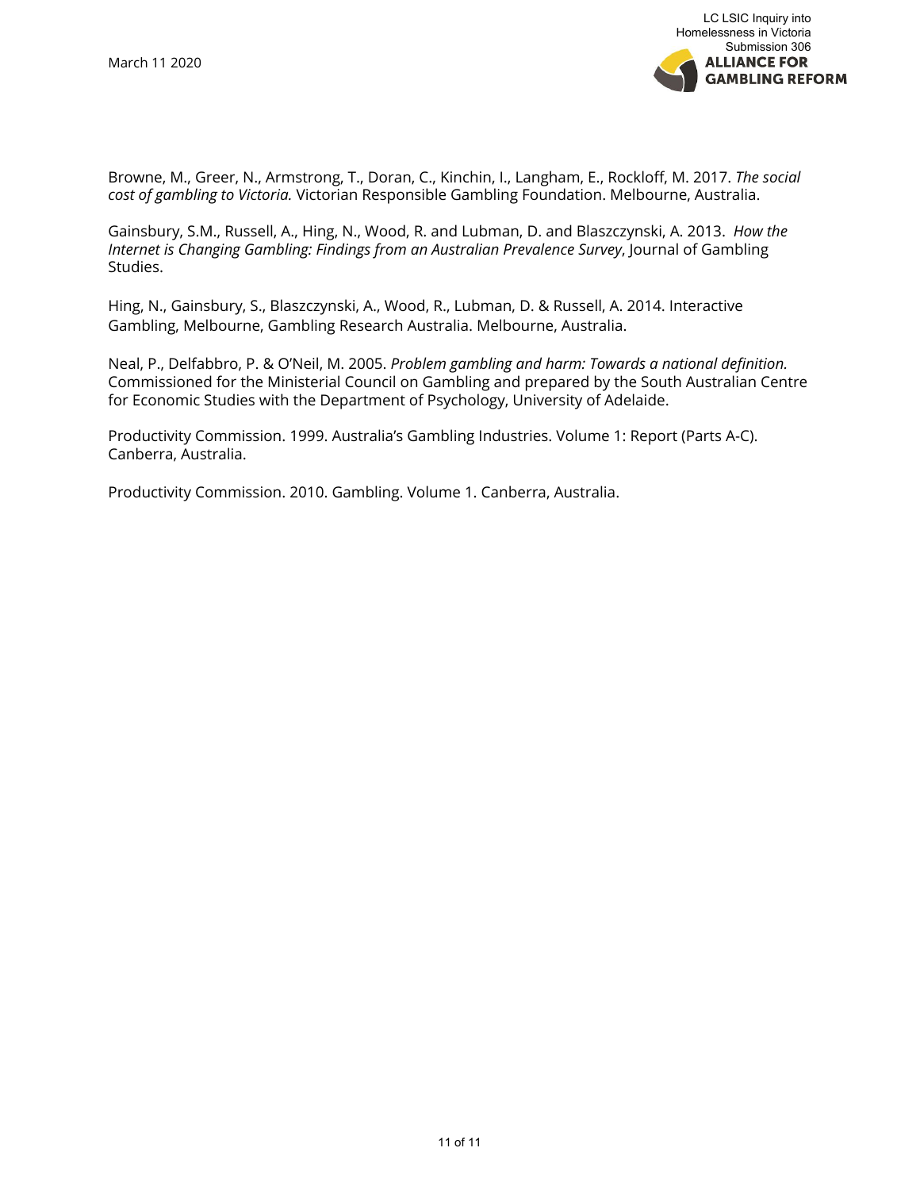Browne, M., Greer, N., Armstrong, T., Doran, C., Kinchin, I., Langham, E., Rockloff, M. 2017. *The social cost of gambling to Victoria.* Victorian Responsible Gambling Foundation. Melbourne, Australia.

Gainsbury, S.M., Russell, A., Hing, N., Wood, R. and Lubman, D. and Blaszczynski, A. 2013. *How the Internet is Changing Gambling: Findings from an Australian Prevalence Survey*, Journal of Gambling Studies.

Hing, N., Gainsbury, S., Blaszczynski, A., Wood, R., Lubman, D. & Russell, A. 2014. Interactive Gambling, Melbourne, Gambling Research Australia. Melbourne, Australia.

Neal, P., Delfabbro, P. & O'Neil, M. 2005. *Problem gambling and harm: Towards a national definition.* Commissioned for the Ministerial Council on Gambling and prepared by the South Australian Centre for Economic Studies with the Department of Psychology, University of Adelaide.

Productivity Commission. 1999. Australia's Gambling Industries. Volume 1: Report (Parts A-C). Canberra, Australia.

Productivity Commission. 2010. Gambling. Volume 1. Canberra, Australia.